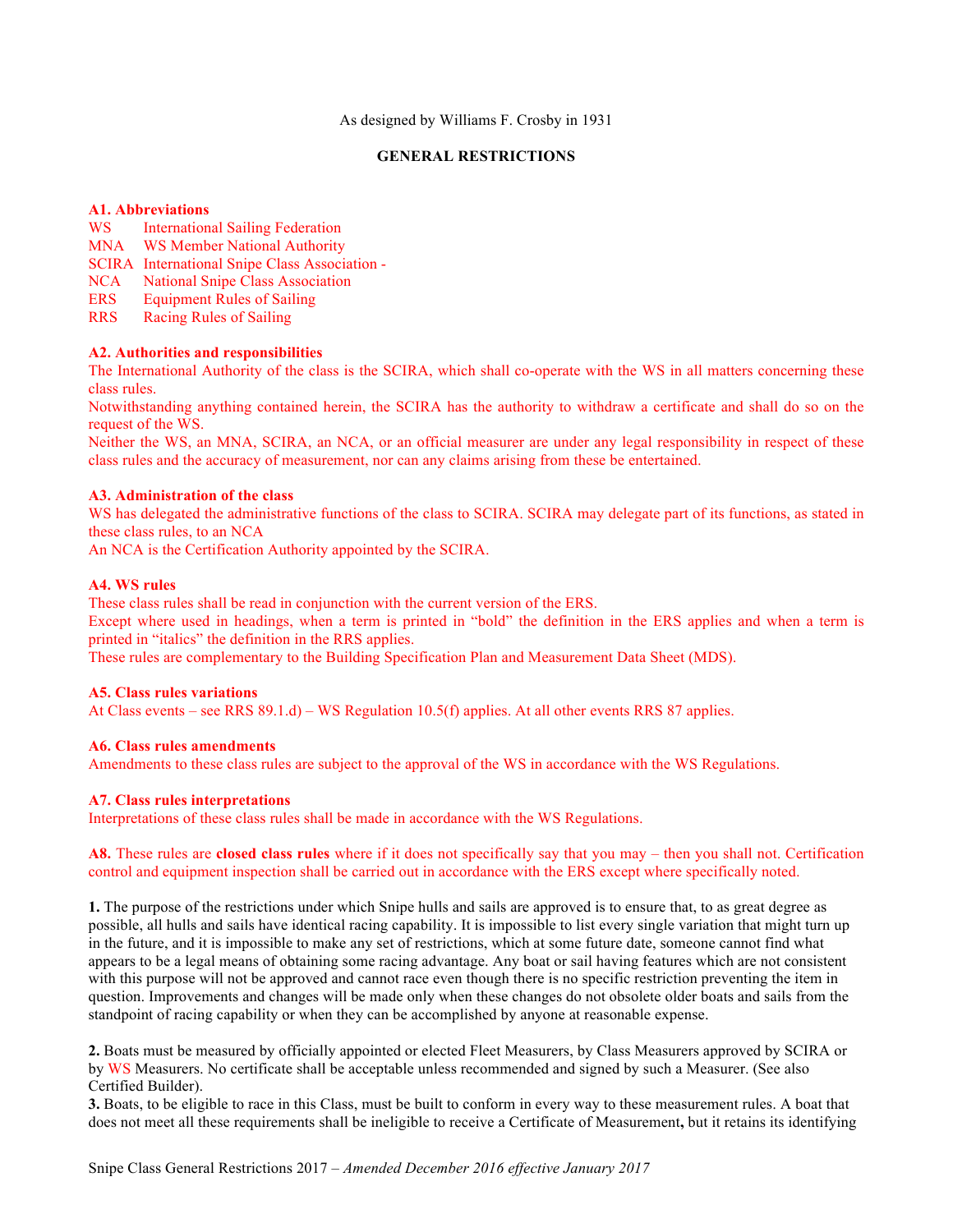As designed by Williams F. Crosby in 1931

## GENERAL RESTRICTIONS

### A1. Abbreviations

WS International Sailing Federation
MNA WS Member National Authority
SCIRA International Snipe Class Association -
NCA National Snipe Class Association
ERS Equipment Rules of Sailing
RRS Racing Rules of Sailing

### A2. Authorities and responsibilities

The International Authority of the class is the SCIRA, which shall co-operate with the WS in all matters concerning these class rules.
Notwithstanding anything contained herein, the SCIRA has the authority to withdraw a certificate and shall do so on the request of the WS.
Neither the WS, an MNA, SCIRA, an NCA, or an official measurer are under any legal responsibility in respect of these class rules and the accuracy of measurement, nor can any claims arising from these be entertained.

### A3. Administration of the class

WS has delegated the administrative functions of the class to SCIRA. SCIRA may delegate part of its functions, as stated in these class rules, to an NCA
An NCA is the Certification Authority appointed by the SCIRA.

### A4. WS rules

These class rules shall be read in conjunction with the current version of the ERS.
Except where used in headings, when a term is printed in "bold" the definition in the ERS applies and when a term is printed in "italics" the definition in the RRS applies.
These rules are complementary to the Building Specification Plan and Measurement Data Sheet (MDS).

### A5. Class rules variations

At Class events – see RRS 89.1.d) – WS Regulation 10.5(f) applies. At all other events RRS 87 applies.

### A6. Class rules amendments

Amendments to these class rules are subject to the approval of the WS in accordance with the WS Regulations.

### A7. Class rules interpretations

Interpretations of these class rules shall be made in accordance with the WS Regulations.

**A8.** These rules are **closed class rules** where if it does not specifically say that you may – then you shall not. Certification control and equipment inspection shall be carried out in accordance with the ERS except where specifically noted.

**1.** The purpose of the restrictions under which Snipe hulls and sails are approved is to ensure that, to as great degree as possible, all hulls and sails have identical racing capability. It is impossible to list every single variation that might turn up in the future, and it is impossible to make any set of restrictions, which at some future date, someone cannot find what appears to be a legal means of obtaining some racing advantage. Any boat or sail having features which are not consistent with this purpose will not be approved and cannot race even though there is no specific restriction preventing the item in question. Improvements and changes will be made only when these changes do not obsolete older boats and sails from the standpoint of racing capability or when they can be accomplished by anyone at reasonable expense.

**2.** Boats must be measured by officially appointed or elected Fleet Measurers, by Class Measurers approved by SCIRA or by WS Measurers. No certificate shall be acceptable unless recommended and signed by such a Measurer. (See also Certified Builder).

**3.** Boats, to be eligible to race in this Class, must be built to conform in every way to these measurement rules. A boat that does not meet all these requirements shall be ineligible to receive a Certificate of Measurement**,** but it retains its identifying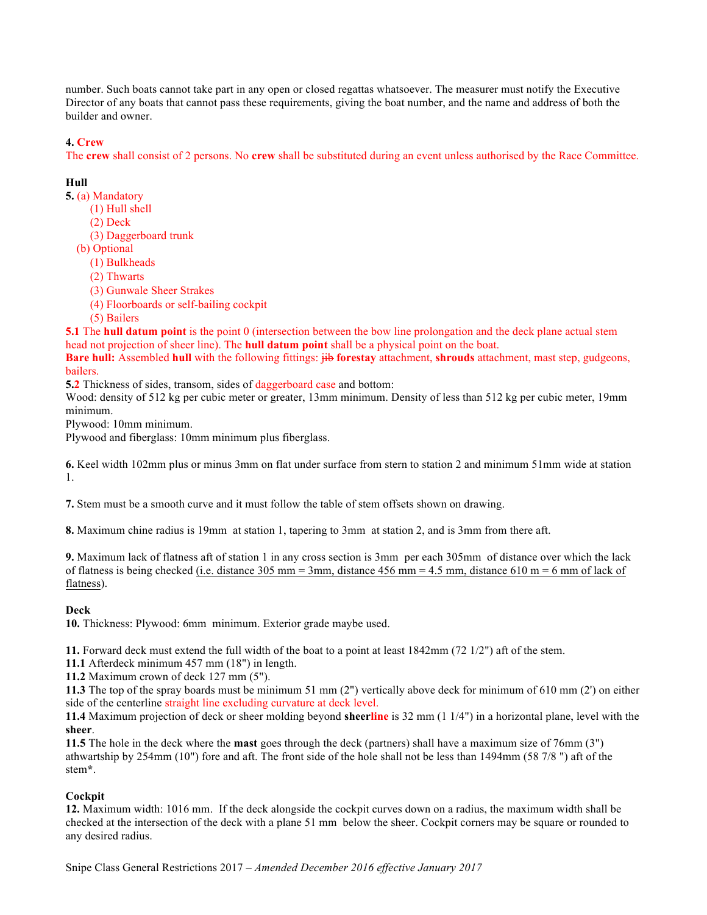number. Such boats cannot take part in any open or closed regattas whatsoever. The measurer must notify the Executive Director of any boats that cannot pass these requirements, giving the boat number, and the name and address of both the builder and owner.

**4. Crew**

The **crew** shall consist of 2 persons. No **crew** shall be substituted during an event unless authorised by the Race Committee.

**Hull**

**5.** (a) Mandatory
- (1) Hull shell
- (2) Deck
- (3) Daggerboard trunk

(b) Optional
- (1) Bulkheads
- (2) Thwarts
- (3) Gunwale Sheer Strakes
- (4) Floorboards or self-bailing cockpit
- (5) Bailers

**5.1** The **hull datum point** is the point 0 (intersection between the bow line prolongation and the deck plane actual stem head not projection of sheer line). The **hull datum point** shall be a physical point on the boat.

**Bare hull:** Assembled **hull** with the following fittings: ~~jib~~ **forestay** attachment, **shrouds** attachment, mast step, gudgeons, bailers.

**5.2** Thickness of sides, transom, sides of daggerboard case and bottom:

Wood: density of 512 kg per cubic meter or greater, 13mm minimum. Density of less than 512 kg per cubic meter, 19mm minimum.

Plywood: 10mm minimum.

Plywood and fiberglass: 10mm minimum plus fiberglass.

**6.** Keel width 102mm plus or minus 3mm on flat under surface from stern to station 2 and minimum 51mm wide at station 1.

**7.** Stem must be a smooth curve and it must follow the table of stem offsets shown on drawing.

**8.** Maximum chine radius is 19mm at station 1, tapering to 3mm at station 2, and is 3mm from there aft.

**9.** Maximum lack of flatness aft of station 1 in any cross section is 3mm per each 305mm of distance over which the lack of flatness is being checked (i.e. distance 305 mm = 3mm, distance 456 mm = 4.5 mm, distance 610 m = 6 mm of lack of flatness).

**Deck**

**10.** Thickness: Plywood: 6mm minimum. Exterior grade maybe used.

**11.** Forward deck must extend the full width of the boat to a point at least 1842mm (72 1/2") aft of the stem.

**11.1** Afterdeck minimum 457 mm (18") in length.

**11.2** Maximum crown of deck 127 mm (5").

**11.3** The top of the spray boards must be minimum 51 mm (2") vertically above deck for minimum of 610 mm (2') on either side of the centerline straight line excluding curvature at deck level.

**11.4** Maximum projection of deck or sheer molding beyond **sheerline** is 32 mm (1 1/4") in a horizontal plane, level with the **sheer**.

**11.5** The hole in the deck where the **mast** goes through the deck (partners) shall have a maximum size of 76mm (3") athwartship by 254mm (10") fore and aft. The front side of the hole shall not be less than 1494mm (58 7/8 ") aft of the stem**\***.

**Cockpit**

**12.** Maximum width: 1016 mm. If the deck alongside the cockpit curves down on a radius, the maximum width shall be checked at the intersection of the deck with a plane 51 mm below the sheer. Cockpit corners may be square or rounded to any desired radius.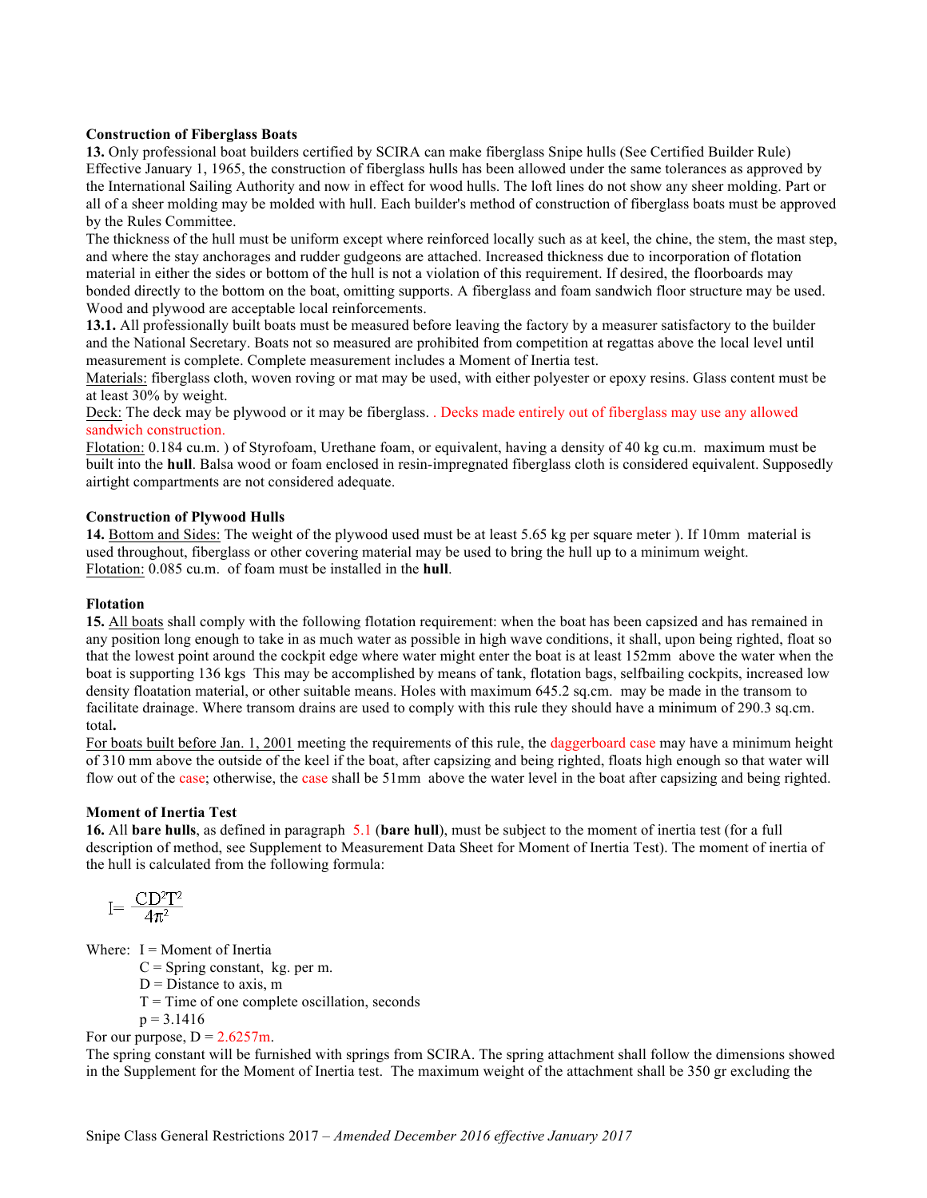**Construction of Fiberglass Boats**

**13.** Only professional boat builders certified by SCIRA can make fiberglass Snipe hulls (See Certified Builder Rule) Effective January 1, 1965, the construction of fiberglass hulls has been allowed under the same tolerances as approved by the International Sailing Authority and now in effect for wood hulls. The loft lines do not show any sheer molding. Part or all of a sheer molding may be molded with hull. Each builder's method of construction of fiberglass boats must be approved by the Rules Committee.

The thickness of the hull must be uniform except where reinforced locally such as at keel, the chine, the stem, the mast step, and where the stay anchorages and rudder gudgeons are attached. Increased thickness due to incorporation of flotation material in either the sides or bottom of the hull is not a violation of this requirement. If desired, the floorboards may bonded directly to the bottom on the boat, omitting supports. A fiberglass and foam sandwich floor structure may be used. Wood and plywood are acceptable local reinforcements.

**13.1.** All professionally built boats must be measured before leaving the factory by a measurer satisfactory to the builder and the National Secretary. Boats not so measured are prohibited from competition at regattas above the local level until measurement is complete. Complete measurement includes a Moment of Inertia test.

Materials: fiberglass cloth, woven roving or mat may be used, with either polyester or epoxy resins. Glass content must be at least 30% by weight.

Deck: The deck may be plywood or it may be fiberglass. . Decks made entirely out of fiberglass may use any allowed sandwich construction.

Flotation: 0.184 cu.m. ) of Styrofoam, Urethane foam, or equivalent, having a density of 40 kg cu.m. maximum must be built into the **hull**. Balsa wood or foam enclosed in resin-impregnated fiberglass cloth is considered equivalent. Supposedly airtight compartments are not considered adequate.

**Construction of Plywood Hulls**

**14.** Bottom and Sides: The weight of the plywood used must be at least 5.65 kg per square meter ). If 10mm material is used throughout, fiberglass or other covering material may be used to bring the hull up to a minimum weight.

Flotation: 0.085 cu.m. of foam must be installed in the **hull**.

**Flotation**

**15.** All boats shall comply with the following flotation requirement: when the boat has been capsized and has remained in any position long enough to take in as much water as possible in high wave conditions, it shall, upon being righted, float so that the lowest point around the cockpit edge where water might enter the boat is at least 152mm above the water when the boat is supporting 136 kgs This may be accomplished by means of tank, flotation bags, selfbailing cockpits, increased low density floatation material, or other suitable means. Holes with maximum 645.2 sq.cm. may be made in the transom to facilitate drainage. Where transom drains are used to comply with this rule they should have a minimum of 290.3 sq.cm. total**.**

For boats built before Jan. 1, 2001 meeting the requirements of this rule, the daggerboard case may have a minimum height of 310 mm above the outside of the keel if the boat, after capsizing and being righted, floats high enough so that water will flow out of the case; otherwise, the case shall be 51mm above the water level in the boat after capsizing and being righted.

**Moment of Inertia Test**

**16.** All **bare hulls**, as defined in paragraph 5.1 (**bare hull**), must be subject to the moment of inertia test (for a full description of method, see Supplement to Measurement Data Sheet for Moment of Inertia Test). The moment of inertia of the hull is calculated from the following formula:

$$I = \frac{CD^2T^2}{4\pi^2}$$

Where: I = Moment of Inertia

C = Spring constant, kg. per m.

D = Distance to axis, m

T = Time of one complete oscillation, seconds

p = 3.1416

For our purpose, D = 2.6257m.

The spring constant will be furnished with springs from SCIRA. The spring attachment shall follow the dimensions showed in the Supplement for the Moment of Inertia test. The maximum weight of the attachment shall be 350 gr excluding the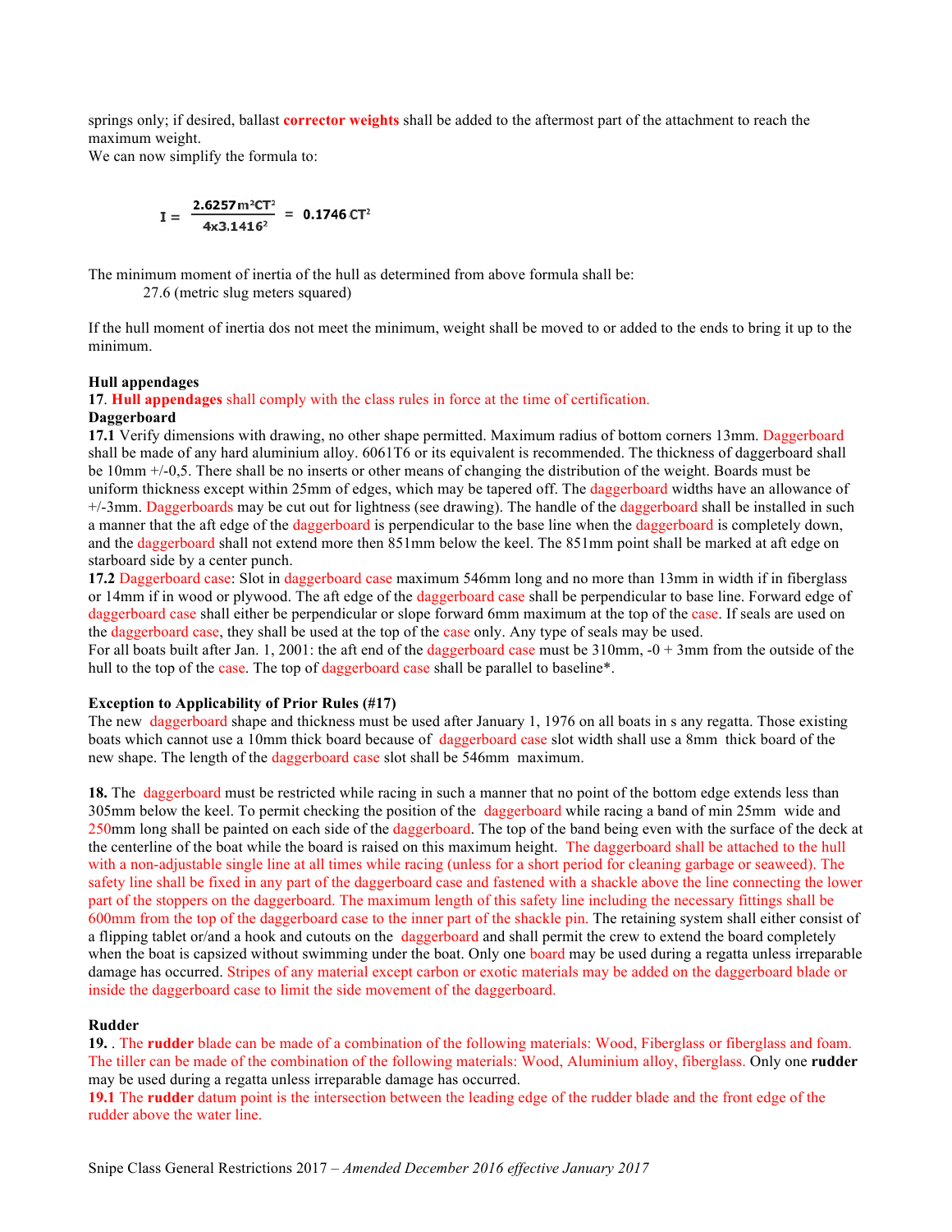springs only; if desired, ballast **corrector weights** shall be added to the aftermost part of the attachment to reach the maximum weight.
We can now simplify the formula to:

$$I = \frac{2.6257\, m^2 CT^2}{4 \times 3.1416^2} = 0.1746\, CT^2$$

The minimum moment of inertia of the hull as determined from above formula shall be:
27.6 (metric slug meters squared)

If the hull moment of inertia dos not meet the minimum, weight shall be moved to or added to the ends to bring it up to the minimum.

**Hull appendages**

**17**. **Hull appendages** shall comply with the class rules in force at the time of certification.

**Daggerboard**

**17.1** Verify dimensions with drawing, no other shape permitted. Maximum radius of bottom corners 13mm. Daggerboard shall be made of any hard aluminium alloy. 6061T6 or its equivalent is recommended. The thickness of daggerboard shall be 10mm +/-0,5. There shall be no inserts or other means of changing the distribution of the weight. Boards must be uniform thickness except within 25mm of edges, which may be tapered off. The daggerboard widths have an allowance of +/-3mm. Daggerboards may be cut out for lightness (see drawing). The handle of the daggerboard shall be installed in such a manner that the aft edge of the daggerboard is perpendicular to the base line when the daggerboard is completely down, and the daggerboard shall not extend more then 851mm below the keel. The 851mm point shall be marked at aft edge on starboard side by a center punch.

**17.2** Daggerboard case: Slot in daggerboard case maximum 546mm long and no more than 13mm in width if in fiberglass or 14mm if in wood or plywood. The aft edge of the daggerboard case shall be perpendicular to base line. Forward edge of daggerboard case shall either be perpendicular or slope forward 6mm maximum at the top of the case. If seals are used on the daggerboard case, they shall be used at the top of the case only. Any type of seals may be used.
For all boats built after Jan. 1, 2001: the aft end of the daggerboard case must be 310mm, -0 + 3mm from the outside of the hull to the top of the case. The top of daggerboard case shall be parallel to baseline*.

**Exception to Applicability of Prior Rules (#17)**

The new daggerboard shape and thickness must be used after January 1, 1976 on all boats in s any regatta. Those existing boats which cannot use a 10mm thick board because of daggerboard case slot width shall use a 8mm thick board of the new shape. The length of the daggerboard case slot shall be 546mm maximum.

**18.** The daggerboard must be restricted while racing in such a manner that no point of the bottom edge extends less than 305mm below the keel. To permit checking the position of the daggerboard while racing a band of min 25mm wide and 250mm long shall be painted on each side of the daggerboard. The top of the band being even with the surface of the deck at the centerline of the boat while the board is raised on this maximum height. The daggerboard shall be attached to the hull with a non-adjustable single line at all times while racing (unless for a short period for cleaning garbage or seaweed). The safety line shall be fixed in any part of the daggerboard case and fastened with a shackle above the line connecting the lower part of the stoppers on the daggerboard. The maximum length of this safety line including the necessary fittings shall be 600mm from the top of the daggerboard case to the inner part of the shackle pin. The retaining system shall either consist of a flipping tablet or/and a hook and cutouts on the daggerboard and shall permit the crew to extend the board completely when the boat is capsized without swimming under the boat. Only one board may be used during a regatta unless irreparable damage has occurred. Stripes of any material except carbon or exotic materials may be added on the daggerboard blade or inside the daggerboard case to limit the side movement of the daggerboard.

**Rudder**

**19.** . The **rudder** blade can be made of a combination of the following materials: Wood, Fiberglass or fiberglass and foam. The tiller can be made of the combination of the following materials: Wood, Aluminium alloy, fiberglass. Only one **rudder** may be used during a regatta unless irreparable damage has occurred.

**19.1** The **rudder** datum point is the intersection between the leading edge of the rudder blade and the front edge of the rudder above the water line.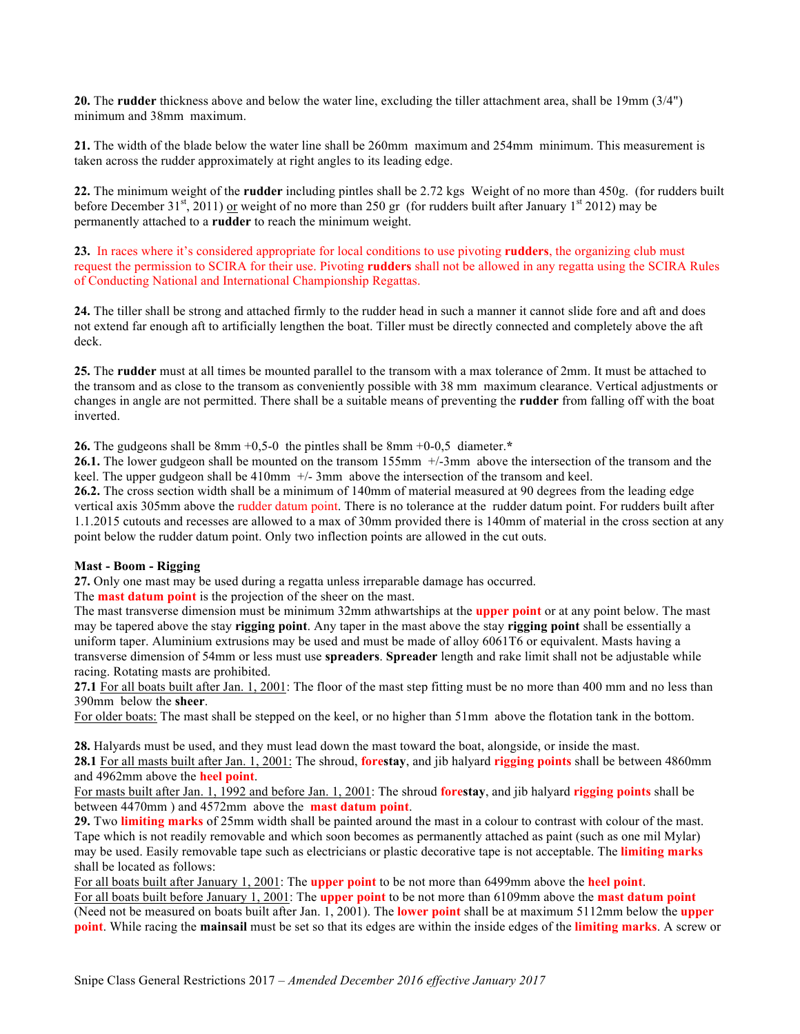**20.** The **rudder** thickness above and below the water line, excluding the tiller attachment area, shall be 19mm (3/4") minimum and 38mm maximum.

**21.** The width of the blade below the water line shall be 260mm maximum and 254mm minimum. This measurement is taken across the rudder approximately at right angles to its leading edge.

**22.** The minimum weight of the **rudder** including pintles shall be 2.72 kgs Weight of no more than 450g. (for rudders built before December 31st, 2011) or weight of no more than 250 gr (for rudders built after January 1st 2012) may be permanently attached to a **rudder** to reach the minimum weight.

**23.** In races where it's considered appropriate for local conditions to use pivoting **rudders**, the organizing club must request the permission to SCIRA for their use. Pivoting **rudders** shall not be allowed in any regatta using the SCIRA Rules of Conducting National and International Championship Regattas.

**24.** The tiller shall be strong and attached firmly to the rudder head in such a manner it cannot slide fore and aft and does not extend far enough aft to artificially lengthen the boat. Tiller must be directly connected and completely above the aft deck.

**25.** The **rudder** must at all times be mounted parallel to the transom with a max tolerance of 2mm. It must be attached to the transom and as close to the transom as conveniently possible with 38 mm maximum clearance. Vertical adjustments or changes in angle are not permitted. There shall be a suitable means of preventing the **rudder** from falling off with the boat inverted.

**26.** The gudgeons shall be 8mm +0,5-0 the pintles shall be 8mm +0-0,5 diameter.*

**26.1.** The lower gudgeon shall be mounted on the transom 155mm +/-3mm above the intersection of the transom and the keel. The upper gudgeon shall be 410mm +/- 3mm above the intersection of the transom and keel.

**26.2.** The cross section width shall be a minimum of 140mm of material measured at 90 degrees from the leading edge vertical axis 305mm above the rudder datum point. There is no tolerance at the rudder datum point. For rudders built after 1.1.2015 cutouts and recesses are allowed to a max of 30mm provided there is 140mm of material in the cross section at any point below the rudder datum point. Only two inflection points are allowed in the cut outs.

**Mast - Boom - Rigging**

**27.** Only one mast may be used during a regatta unless irreparable damage has occurred.

The **mast datum point** is the projection of the sheer on the mast.

The mast transverse dimension must be minimum 32mm athwartships at the **upper point** or at any point below. The mast may be tapered above the stay **rigging point**. Any taper in the mast above the stay **rigging point** shall be essentially a uniform taper. Aluminium extrusions may be used and must be made of alloy 6061T6 or equivalent. Masts having a transverse dimension of 54mm or less must use **spreaders**. **Spreader** length and rake limit shall not be adjustable while racing. Rotating masts are prohibited.

**27.1** For all boats built after Jan. 1, 2001: The floor of the mast step fitting must be no more than 400 mm and no less than 390mm below the **sheer**.

For older boats: The mast shall be stepped on the keel, or no higher than 51mm above the flotation tank in the bottom.

**28.** Halyards must be used, and they must lead down the mast toward the boat, alongside, or inside the mast.

**28.1** For all masts built after Jan. 1, 2001: The shroud, **forestay**, and jib halyard **rigging points** shall be between 4860mm and 4962mm above the **heel point**.

For masts built after Jan. 1, 1992 and before Jan. 1, 2001: The shroud **forestay**, and jib halyard **rigging points** shall be between 4470mm ) and 4572mm above the **mast datum point**.

**29.** Two **limiting marks** of 25mm width shall be painted around the mast in a colour to contrast with colour of the mast. Tape which is not readily removable and which soon becomes as permanently attached as paint (such as one mil Mylar) may be used. Easily removable tape such as electricians or plastic decorative tape is not acceptable. The **limiting marks** shall be located as follows:

For all boats built after January 1, 2001: The **upper point** to be not more than 6499mm above the **heel point**.

For all boats built before January 1, 2001: The **upper point** to be not more than 6109mm above the **mast datum point** (Need not be measured on boats built after Jan. 1, 2001). The **lower point** shall be at maximum 5112mm below the **upper point**. While racing the **mainsail** must be set so that its edges are within the inside edges of the **limiting marks**. A screw or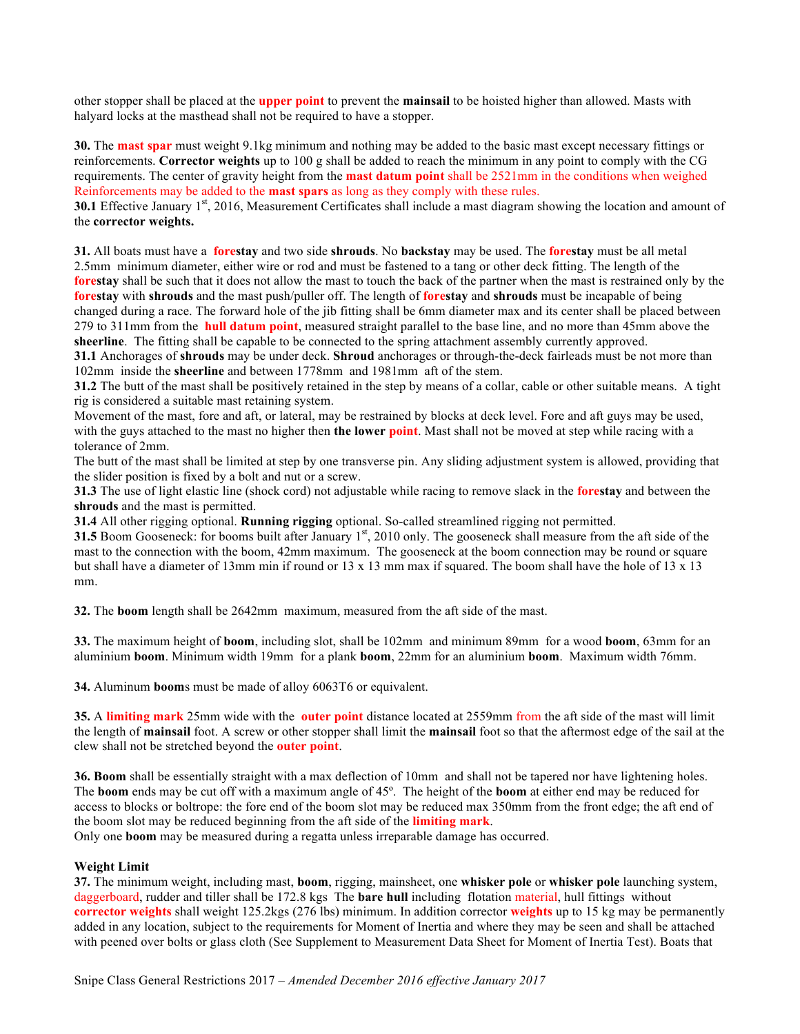other stopper shall be placed at the **upper point** to prevent the **mainsail** to be hoisted higher than allowed. Masts with halyard locks at the masthead shall not be required to have a stopper.

**30.** The **mast spar** must weight 9.1kg minimum and nothing may be added to the basic mast except necessary fittings or reinforcements. **Corrector weights** up to 100 g shall be added to reach the minimum in any point to comply with the CG requirements. The center of gravity height from the **mast datum point** shall be 2521mm in the conditions when weighed Reinforcements may be added to the **mast spars** as long as they comply with these rules.

**30.1** Effective January 1st, 2016, Measurement Certificates shall include a mast diagram showing the location and amount of the **corrector weights.**

**31.** All boats must have a **forestay** and two side **shrouds**. No **backstay** may be used. The **forestay** must be all metal 2.5mm minimum diameter, either wire or rod and must be fastened to a tang or other deck fitting. The length of the **forestay** shall be such that it does not allow the mast to touch the back of the partner when the mast is restrained only by the **forestay** with **shrouds** and the mast push/puller off. The length of **forestay** and **shrouds** must be incapable of being changed during a race. The forward hole of the jib fitting shall be 6mm diameter max and its center shall be placed between 279 to 311mm from the **hull datum point**, measured straight parallel to the base line, and no more than 45mm above the **sheerline**. The fitting shall be capable to be connected to the spring attachment assembly currently approved.

**31.1** Anchorages of **shrouds** may be under deck. **Shroud** anchorages or through-the-deck fairleads must be not more than 102mm inside the **sheerline** and between 1778mm and 1981mm aft of the stem.

**31.2** The butt of the mast shall be positively retained in the step by means of a collar, cable or other suitable means. A tight rig is considered a suitable mast retaining system.

Movement of the mast, fore and aft, or lateral, may be restrained by blocks at deck level. Fore and aft guys may be used, with the guys attached to the mast no higher then **the lower point**. Mast shall not be moved at step while racing with a tolerance of 2mm.

The butt of the mast shall be limited at step by one transverse pin. Any sliding adjustment system is allowed, providing that the slider position is fixed by a bolt and nut or a screw.

**31.3** The use of light elastic line (shock cord) not adjustable while racing to remove slack in the **forestay** and between the **shrouds** and the mast is permitted.

**31.4** All other rigging optional. **Running rigging** optional. So-called streamlined rigging not permitted.

**31.5** Boom Gooseneck: for booms built after January 1st, 2010 only. The gooseneck shall measure from the aft side of the mast to the connection with the boom, 42mm maximum. The gooseneck at the boom connection may be round or square but shall have a diameter of 13mm min if round or 13 x 13 mm max if squared. The boom shall have the hole of 13 x 13 mm.

**32.** The **boom** length shall be 2642mm maximum, measured from the aft side of the mast.

**33.** The maximum height of **boom**, including slot, shall be 102mm and minimum 89mm for a wood **boom**, 63mm for an aluminium **boom**. Minimum width 19mm for a plank **boom**, 22mm for an aluminium **boom**. Maximum width 76mm.

**34.** Aluminum **boom**s must be made of alloy 6063T6 or equivalent.

**35.** A **limiting mark** 25mm wide with the **outer point** distance located at 2559mm from the aft side of the mast will limit the length of **mainsail** foot. A screw or other stopper shall limit the **mainsail** foot so that the aftermost edge of the sail at the clew shall not be stretched beyond the **outer point**.

**36. Boom** shall be essentially straight with a max deflection of 10mm and shall not be tapered nor have lightening holes. The **boom** ends may be cut off with a maximum angle of 45º. The height of the **boom** at either end may be reduced for access to blocks or boltrope: the fore end of the boom slot may be reduced max 350mm from the front edge; the aft end of the boom slot may be reduced beginning from the aft side of the **limiting mark**.

Only one **boom** may be measured during a regatta unless irreparable damage has occurred.

**Weight Limit**

**37.** The minimum weight, including mast, **boom**, rigging, mainsheet, one **whisker pole** or **whisker pole** launching system, daggerboard, rudder and tiller shall be 172.8 kgs The **bare hull** including flotation material, hull fittings without **corrector weights** shall weight 125.2kgs (276 lbs) minimum. In addition corrector **weights** up to 15 kg may be permanently added in any location, subject to the requirements for Moment of Inertia and where they may be seen and shall be attached with peened over bolts or glass cloth (See Supplement to Measurement Data Sheet for Moment of Inertia Test). Boats that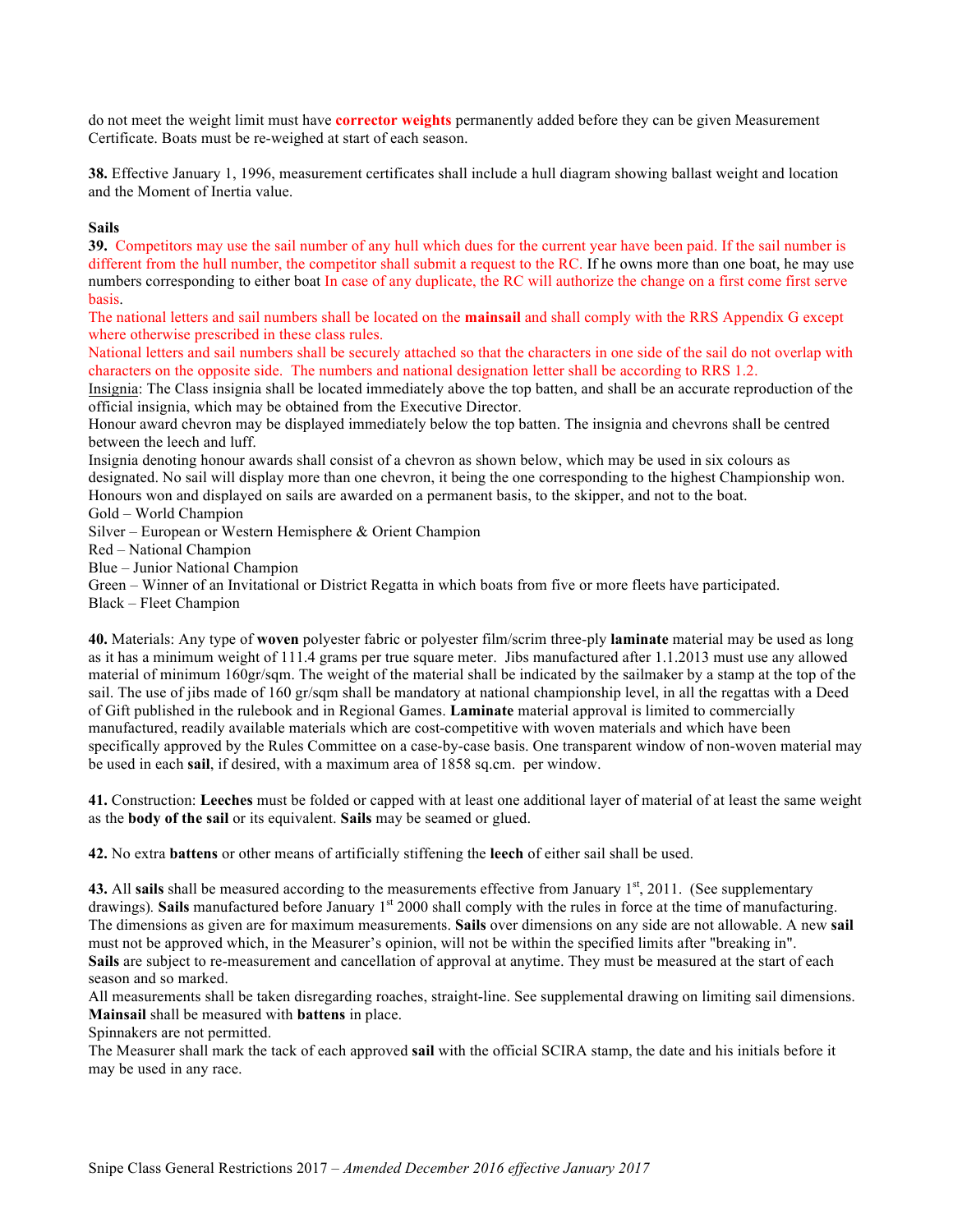do not meet the weight limit must have **corrector weights** permanently added before they can be given Measurement Certificate. Boats must be re-weighed at start of each season.

**38.** Effective January 1, 1996, measurement certificates shall include a hull diagram showing ballast weight and location and the Moment of Inertia value.

**Sails**

**39.** Competitors may use the sail number of any hull which dues for the current year have been paid. If the sail number is different from the hull number, the competitor shall submit a request to the RC. If he owns more than one boat, he may use numbers corresponding to either boat In case of any duplicate, the RC will authorize the change on a first come first serve basis.

The national letters and sail numbers shall be located on the **mainsail** and shall comply with the RRS Appendix G except where otherwise prescribed in these class rules.

National letters and sail numbers shall be securely attached so that the characters in one side of the sail do not overlap with characters on the opposite side. The numbers and national designation letter shall be according to RRS 1.2.

Insignia: The Class insignia shall be located immediately above the top batten, and shall be an accurate reproduction of the official insignia, which may be obtained from the Executive Director.

Honour award chevron may be displayed immediately below the top batten. The insignia and chevrons shall be centred between the leech and luff.

Insignia denoting honour awards shall consist of a chevron as shown below, which may be used in six colours as designated. No sail will display more than one chevron, it being the one corresponding to the highest Championship won. Honours won and displayed on sails are awarded on a permanent basis, to the skipper, and not to the boat.

Gold – World Champion
Silver – European or Western Hemisphere & Orient Champion
Red – National Champion
Blue – Junior National Champion
Green – Winner of an Invitational or District Regatta in which boats from five or more fleets have participated.
Black – Fleet Champion

**40.** Materials: Any type of **woven** polyester fabric or polyester film/scrim three-ply **laminate** material may be used as long as it has a minimum weight of 111.4 grams per true square meter. Jibs manufactured after 1.1.2013 must use any allowed material of minimum 160gr/sqm. The weight of the material shall be indicated by the sailmaker by a stamp at the top of the sail. The use of jibs made of 160 gr/sqm shall be mandatory at national championship level, in all the regattas with a Deed of Gift published in the rulebook and in Regional Games. **Laminate** material approval is limited to commercially manufactured, readily available materials which are cost-competitive with woven materials and which have been specifically approved by the Rules Committee on a case-by-case basis. One transparent window of non-woven material may be used in each **sail**, if desired, with a maximum area of 1858 sq.cm. per window.

**41.** Construction: **Leeches** must be folded or capped with at least one additional layer of material of at least the same weight as the **body of the sail** or its equivalent. **Sails** may be seamed or glued.

**42.** No extra **battens** or other means of artificially stiffening the **leech** of either sail shall be used.

**43.** All **sails** shall be measured according to the measurements effective from January 1st, 2011. (See supplementary drawings). **Sails** manufactured before January 1st 2000 shall comply with the rules in force at the time of manufacturing. The dimensions as given are for maximum measurements. **Sails** over dimensions on any side are not allowable. A new **sail** must not be approved which, in the Measurer's opinion, will not be within the specified limits after "breaking in".

**Sails** are subject to re-measurement and cancellation of approval at anytime. They must be measured at the start of each season and so marked.

All measurements shall be taken disregarding roaches, straight-line. See supplemental drawing on limiting sail dimensions.

**Mainsail** shall be measured with **battens** in place.

Spinnakers are not permitted.

The Measurer shall mark the tack of each approved **sail** with the official SCIRA stamp, the date and his initials before it may be used in any race.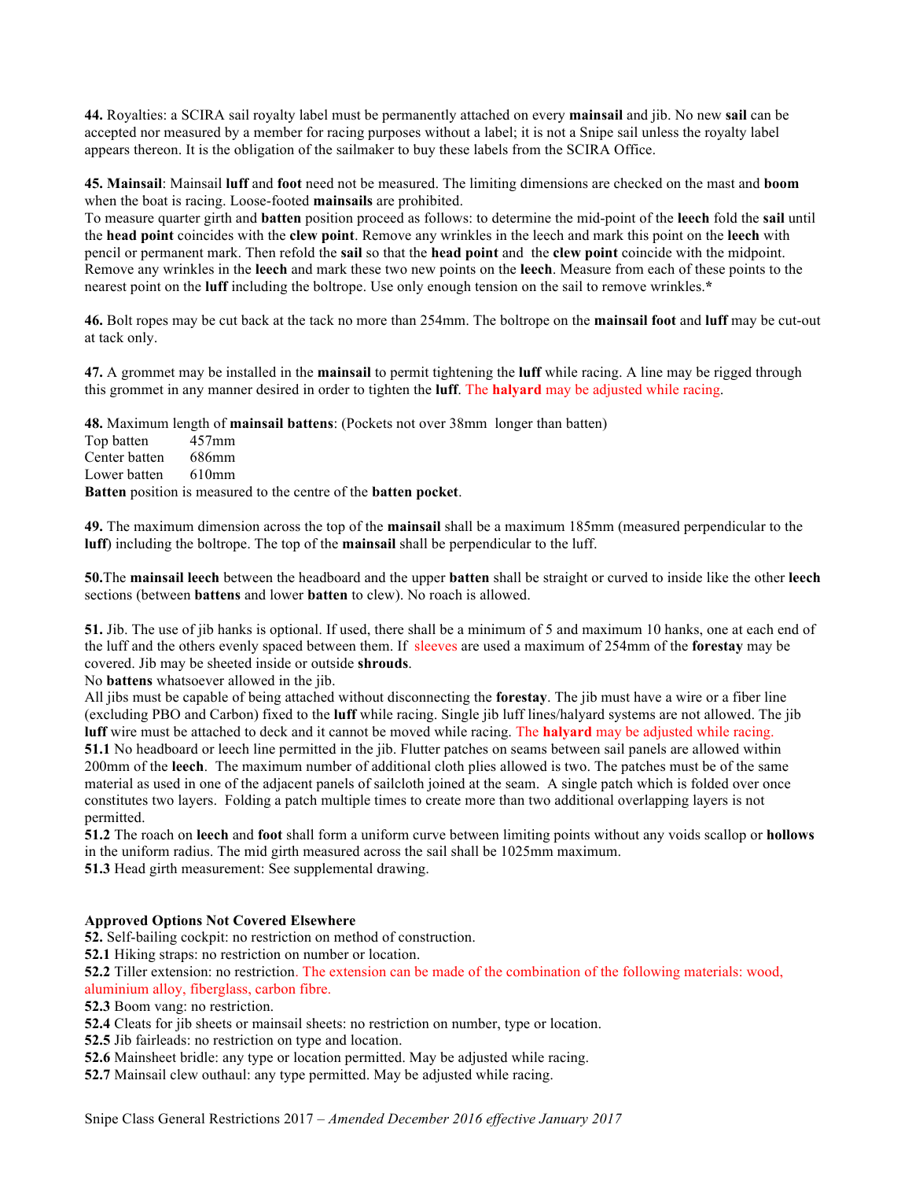**44.** Royalties: a SCIRA sail royalty label must be permanently attached on every **mainsail** and jib. No new **sail** can be accepted nor measured by a member for racing purposes without a label; it is not a Snipe sail unless the royalty label appears thereon. It is the obligation of the sailmaker to buy these labels from the SCIRA Office.

**45. Mainsail**: Mainsail **luff** and **foot** need not be measured. The limiting dimensions are checked on the mast and **boom** when the boat is racing. Loose-footed **mainsails** are prohibited.
To measure quarter girth and **batten** position proceed as follows: to determine the mid-point of the **leech** fold the **sail** until the **head point** coincides with the **clew point**. Remove any wrinkles in the leech and mark this point on the **leech** with pencil or permanent mark. Then refold the **sail** so that the **head point** and the **clew point** coincide with the midpoint. Remove any wrinkles in the **leech** and mark these two new points on the **leech**. Measure from each of these points to the nearest point on the **luff** including the boltrope. Use only enough tension on the sail to remove wrinkles.**\***

**46.** Bolt ropes may be cut back at the tack no more than 254mm. The boltrope on the **mainsail foot** and **luff** may be cut-out at tack only.

**47.** A grommet may be installed in the **mainsail** to permit tightening the **luff** while racing. A line may be rigged through this grommet in any manner desired in order to tighten the **luff**. The **halyard** may be adjusted while racing.

**48.** Maximum length of **mainsail battens**: (Pockets not over 38mm longer than batten)

| | |
|---|---|
| Top batten | 457mm |
| Center batten | 686mm |
| Lower batten | 610mm |

**Batten** position is measured to the centre of the **batten pocket**.

**49.** The maximum dimension across the top of the **mainsail** shall be a maximum 185mm (measured perpendicular to the **luff**) including the boltrope. The top of the **mainsail** shall be perpendicular to the luff.

**50.**The **mainsail leech** between the headboard and the upper **batten** shall be straight or curved to inside like the other **leech** sections (between **battens** and lower **batten** to clew). No roach is allowed.

**51.** Jib. The use of jib hanks is optional. If used, there shall be a minimum of 5 and maximum 10 hanks, one at each end of the luff and the others evenly spaced between them. If sleeves are used a maximum of 254mm of the **forestay** may be covered. Jib may be sheeted inside or outside **shrouds**.
No **battens** whatsoever allowed in the jib.
All jibs must be capable of being attached without disconnecting the **forestay**. The jib must have a wire or a fiber line (excluding PBO and Carbon) fixed to the **luff** while racing. Single jib luff lines/halyard systems are not allowed. The jib **luff** wire must be attached to deck and it cannot be moved while racing. The **halyard** may be adjusted while racing.
**51.1** No headboard or leech line permitted in the jib. Flutter patches on seams between sail panels are allowed within 200mm of the **leech**. The maximum number of additional cloth plies allowed is two. The patches must be of the same material as used in one of the adjacent panels of sailcloth joined at the seam. A single patch which is folded over once constitutes two layers. Folding a patch multiple times to create more than two additional overlapping layers is not permitted.
**51.2** The roach on **leech** and **foot** shall form a uniform curve between limiting points without any voids scallop or **hollows** in the uniform radius. The mid girth measured across the sail shall be 1025mm maximum.
**51.3** Head girth measurement: See supplemental drawing.

**Approved Options Not Covered Elsewhere**
**52.** Self-bailing cockpit: no restriction on method of construction.
**52.1** Hiking straps: no restriction on number or location.
**52.2** Tiller extension: no restriction. The extension can be made of the combination of the following materials: wood, aluminium alloy, fiberglass, carbon fibre.
**52.3** Boom vang: no restriction.
**52.4** Cleats for jib sheets or mainsail sheets: no restriction on number, type or location.
**52.5** Jib fairleads: no restriction on type and location.
**52.6** Mainsheet bridle: any type or location permitted. May be adjusted while racing.
**52.7** Mainsail clew outhaul: any type permitted. May be adjusted while racing.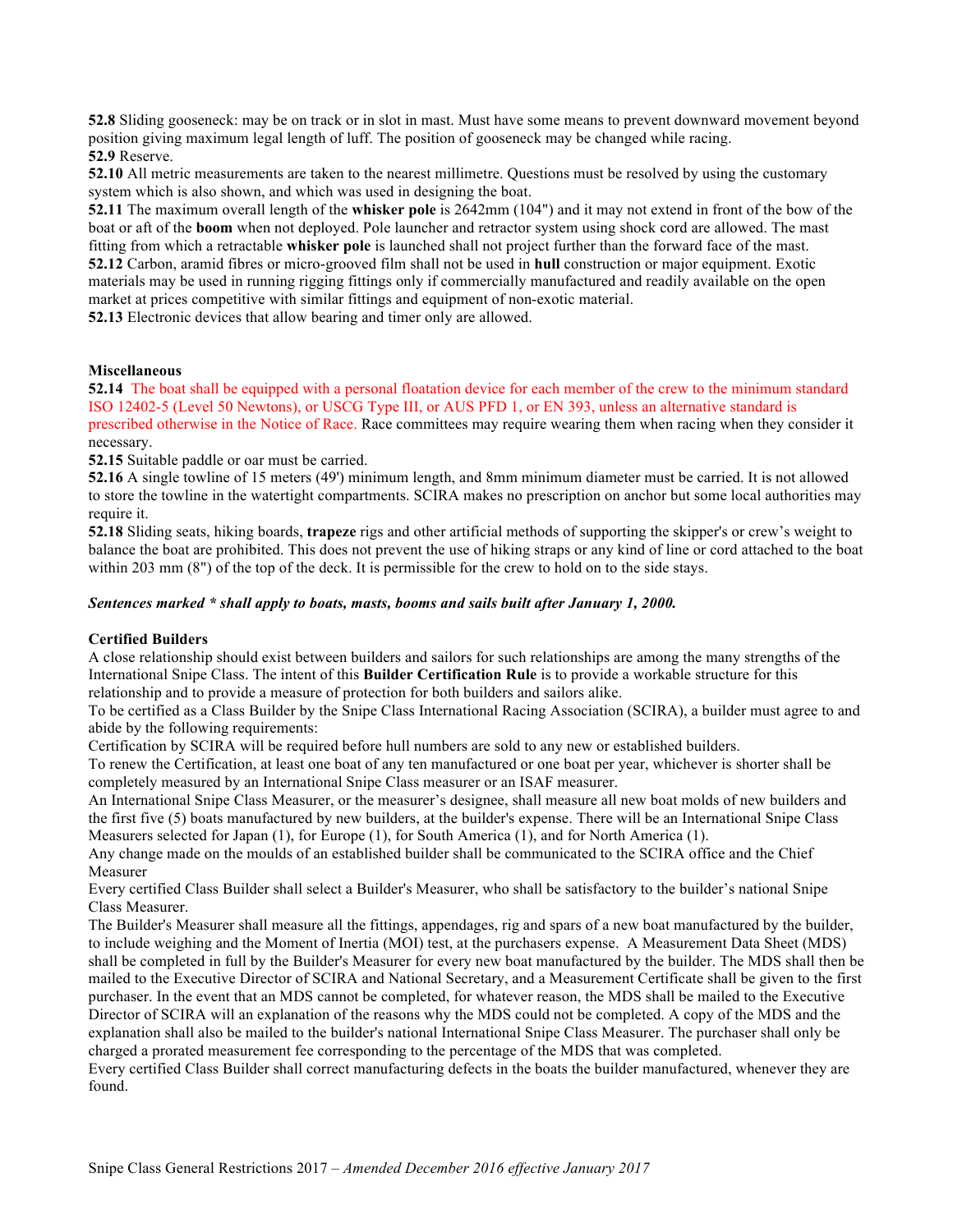**52.8** Sliding gooseneck: may be on track or in slot in mast. Must have some means to prevent downward movement beyond position giving maximum legal length of luff. The position of gooseneck may be changed while racing.

**52.9** Reserve.

**52.10** All metric measurements are taken to the nearest millimetre. Questions must be resolved by using the customary system which is also shown, and which was used in designing the boat.

**52.11** The maximum overall length of the **whisker pole** is 2642mm (104") and it may not extend in front of the bow of the boat or aft of the **boom** when not deployed. Pole launcher and retractor system using shock cord are allowed. The mast fitting from which a retractable **whisker pole** is launched shall not project further than the forward face of the mast.

**52.12** Carbon, aramid fibres or micro-grooved film shall not be used in **hull** construction or major equipment. Exotic materials may be used in running rigging fittings only if commercially manufactured and readily available on the open market at prices competitive with similar fittings and equipment of non-exotic material.

**52.13** Electronic devices that allow bearing and timer only are allowed.

**Miscellaneous**

**52.14** The boat shall be equipped with a personal floatation device for each member of the crew to the minimum standard ISO 12402-5 (Level 50 Newtons), or USCG Type III, or AUS PFD 1, or EN 393, unless an alternative standard is prescribed otherwise in the Notice of Race. Race committees may require wearing them when racing when they consider it necessary.

**52.15** Suitable paddle or oar must be carried.

**52.16** A single towline of 15 meters (49') minimum length, and 8mm minimum diameter must be carried. It is not allowed to store the towline in the watertight compartments. SCIRA makes no prescription on anchor but some local authorities may require it.

**52.18** Sliding seats, hiking boards, **trapeze** rigs and other artificial methods of supporting the skipper's or crew's weight to balance the boat are prohibited. This does not prevent the use of hiking straps or any kind of line or cord attached to the boat within 203 mm (8") of the top of the deck. It is permissible for the crew to hold on to the side stays.

***Sentences marked * shall apply to boats, masts, booms and sails built after January 1, 2000.***

**Certified Builders**

A close relationship should exist between builders and sailors for such relationships are among the many strengths of the International Snipe Class. The intent of this **Builder Certification Rule** is to provide a workable structure for this relationship and to provide a measure of protection for both builders and sailors alike.

To be certified as a Class Builder by the Snipe Class International Racing Association (SCIRA), a builder must agree to and abide by the following requirements:

Certification by SCIRA will be required before hull numbers are sold to any new or established builders.

To renew the Certification, at least one boat of any ten manufactured or one boat per year, whichever is shorter shall be completely measured by an International Snipe Class measurer or an ISAF measurer.

An International Snipe Class Measurer, or the measurer's designee, shall measure all new boat molds of new builders and the first five (5) boats manufactured by new builders, at the builder's expense. There will be an International Snipe Class Measurers selected for Japan (1), for Europe (1), for South America (1), and for North America (1).

Any change made on the moulds of an established builder shall be communicated to the SCIRA office and the Chief Measurer

Every certified Class Builder shall select a Builder's Measurer, who shall be satisfactory to the builder's national Snipe Class Measurer.

The Builder's Measurer shall measure all the fittings, appendages, rig and spars of a new boat manufactured by the builder, to include weighing and the Moment of Inertia (MOI) test, at the purchasers expense. A Measurement Data Sheet (MDS) shall be completed in full by the Builder's Measurer for every new boat manufactured by the builder. The MDS shall then be mailed to the Executive Director of SCIRA and National Secretary, and a Measurement Certificate shall be given to the first purchaser. In the event that an MDS cannot be completed, for whatever reason, the MDS shall be mailed to the Executive Director of SCIRA will an explanation of the reasons why the MDS could not be completed. A copy of the MDS and the explanation shall also be mailed to the builder's national International Snipe Class Measurer. The purchaser shall only be charged a prorated measurement fee corresponding to the percentage of the MDS that was completed.

Every certified Class Builder shall correct manufacturing defects in the boats the builder manufactured, whenever they are found.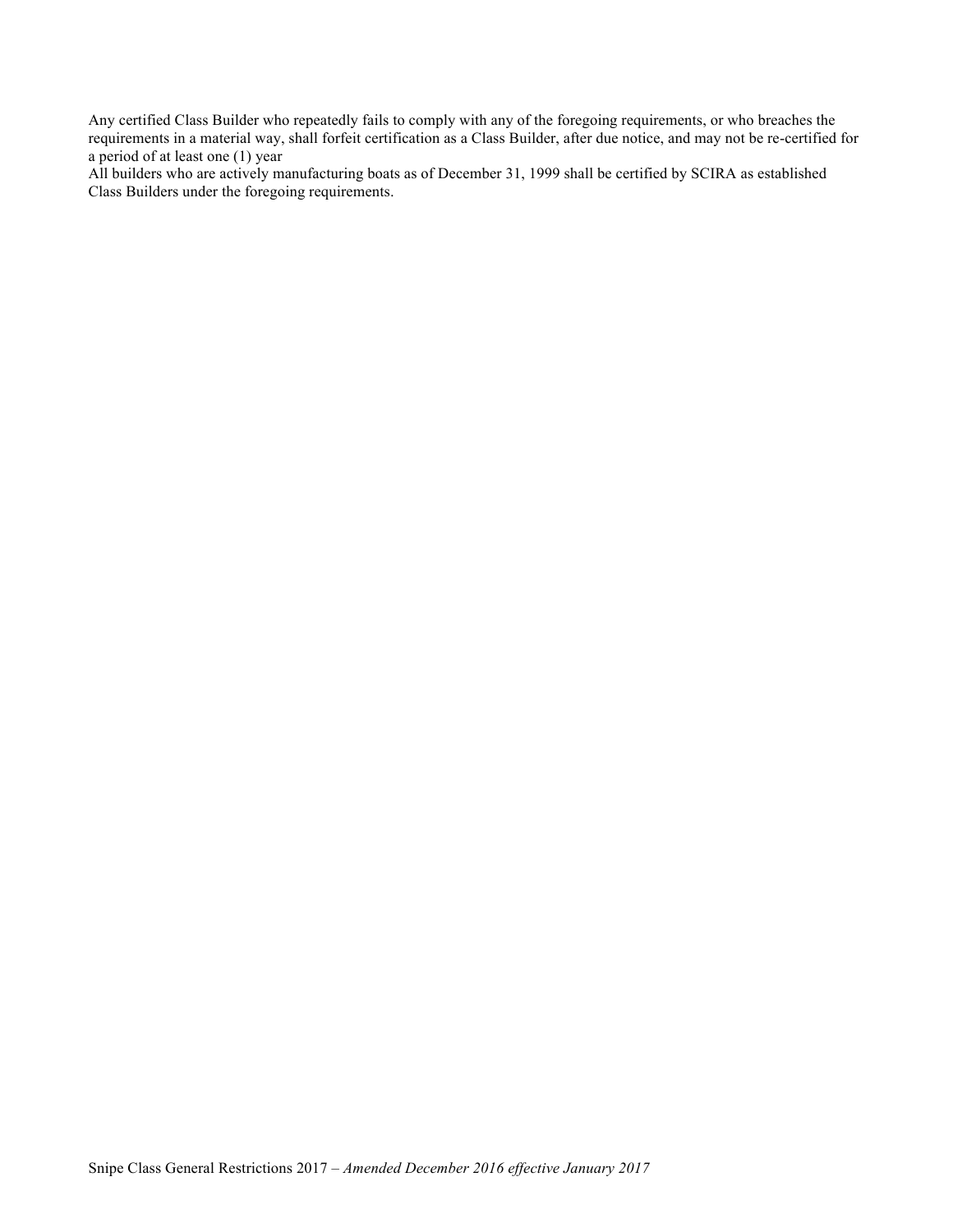Any certified Class Builder who repeatedly fails to comply with any of the foregoing requirements, or who breaches the requirements in a material way, shall forfeit certification as a Class Builder, after due notice, and may not be re-certified for a period of at least one (1) year

All builders who are actively manufacturing boats as of December 31, 1999 shall be certified by SCIRA as established Class Builders under the foregoing requirements.